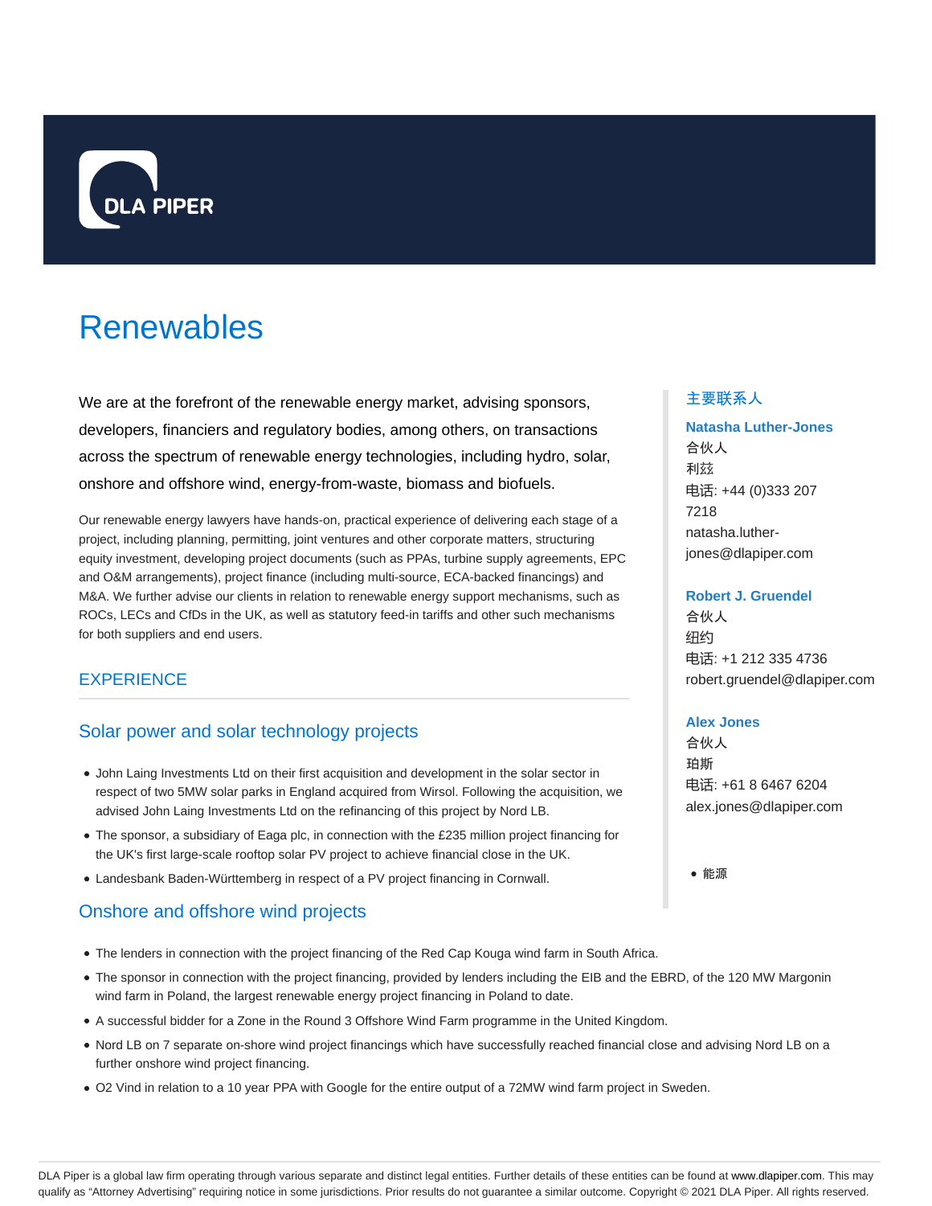DLA PIPER

# Renewables

We are at the forefront of the renewable energy market, advising sponsors, developers, financiers and regulatory bodies, among others, on transactions across the spectrum of renewable energy technologies, including hydro, solar, onshore and offshore wind, energy-from-waste, biomass and biofuels.

Our renewable energy lawyers have hands-on, practical experience of delivering each stage of a project, including planning, permitting, joint ventures and other corporate matters, structuring equity investment, developing project documents (such as PPAs, turbine supply agreements, EPC and O&M arrangements), project finance (including multi-source, ECA-backed financings) and M&A. We further advise our clients in relation to renewable energy support mechanisms, such as ROCs, LECs and CfDs in the UK, as well as statutory feed-in tariffs and other such mechanisms for both suppliers and end users.

## EXPERIENCE

### Solar power and solar technology projects

- John Laing Investments Ltd on their first acquisition and development in the solar sector in respect of two 5MW solar parks in England acquired from Wirsol. Following the acquisition, we advised John Laing Investments Ltd on the refinancing of this project by Nord LB.
- The sponsor, a subsidiary of Eaga plc, in connection with the £235 million project financing for the UK's first large-scale rooftop solar PV project to achieve financial close in the UK.
- Landesbank Baden-Württemberg in respect of a PV project financing in Cornwall.

### Onshore and offshore wind projects

- The lenders in connection with the project financing of the Red Cap Kouga wind farm in South Africa.
- The sponsor in connection with the project financing, provided by lenders including the EIB and the EBRD, of the 120 MW Margonin wind farm in Poland, the largest renewable energy project financing in Poland to date.
- A successful bidder for a Zone in the Round 3 Offshore Wind Farm programme in the United Kingdom.
- Nord LB on 7 separate on-shore wind project financings which have successfully reached financial close and advising Nord LB on a further onshore wind project financing.
- O2 Vind in relation to a 10 year PPA with Google for the entire output of a 72MW wind farm project in Sweden.

主要联系人

**Natasha Luther-Jones**
合伙人
利兹
电话: +44 (0)333 207 7218
natasha.luther-jones@dlapiper.com

**Robert J. Gruendel**
合伙人
纽约
电话: +1 212 335 4736
robert.gruendel@dlapiper.com

**Alex Jones**
合伙人
珀斯
电话: +61 8 6467 6204
alex.jones@dlapiper.com

- 能源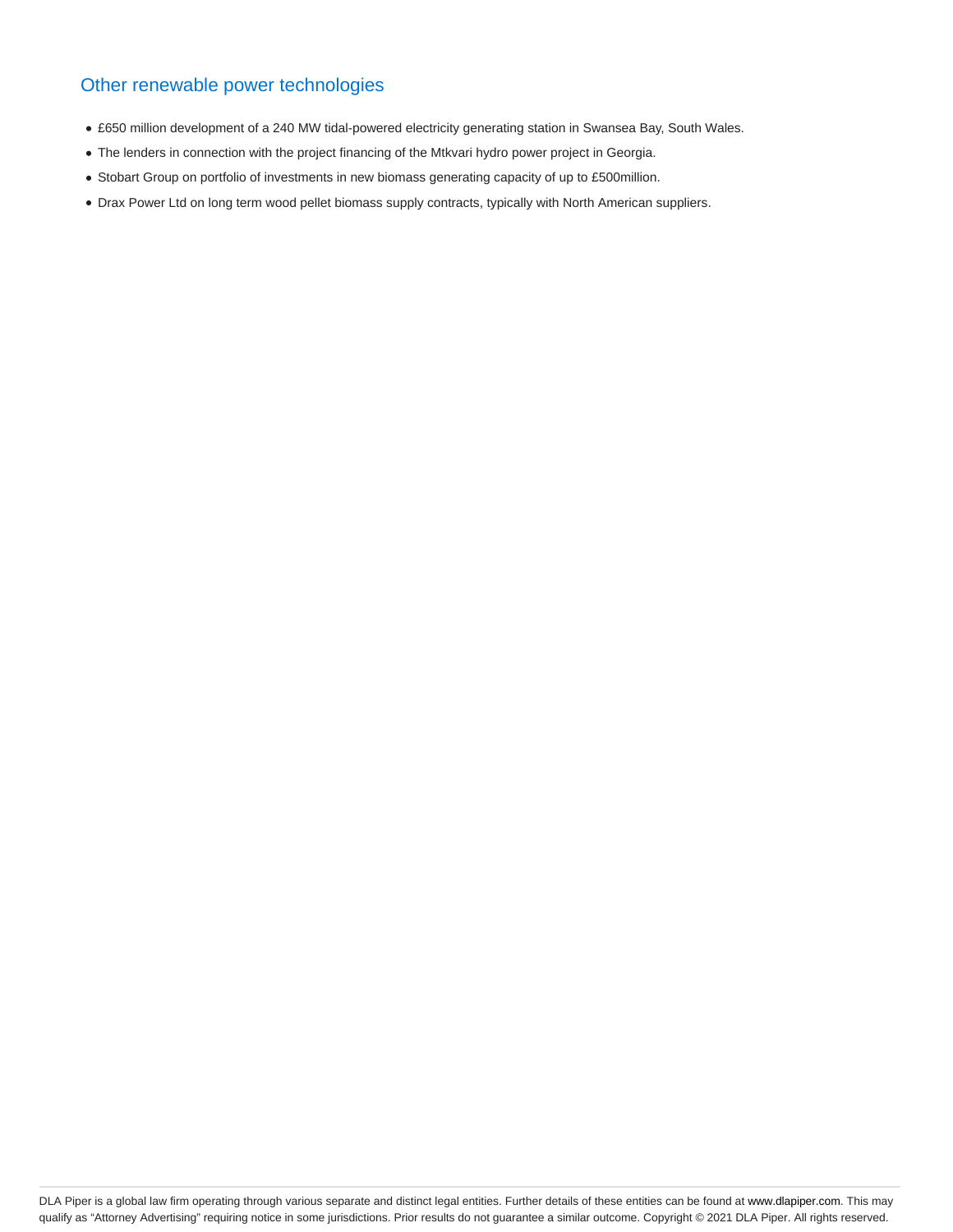## Other renewable power technologies

- £650 million development of a 240 MW tidal-powered electricity generating station in Swansea Bay, South Wales.
- The lenders in connection with the project financing of the Mtkvari hydro power project in Georgia.
- Stobart Group on portfolio of investments in new biomass generating capacity of up to £500million.
- Drax Power Ltd on long term wood pellet biomass supply contracts, typically with North American suppliers.

DLA Piper is a global law firm operating through various separate and distinct legal entities. Further details of these entities can be found at www.dlapiper.com. This may qualify as "Attorney Advertising" requiring notice in some jurisdictions. Prior results do not guarantee a similar outcome. Copyright © 2021 DLA Piper. All rights reserved.